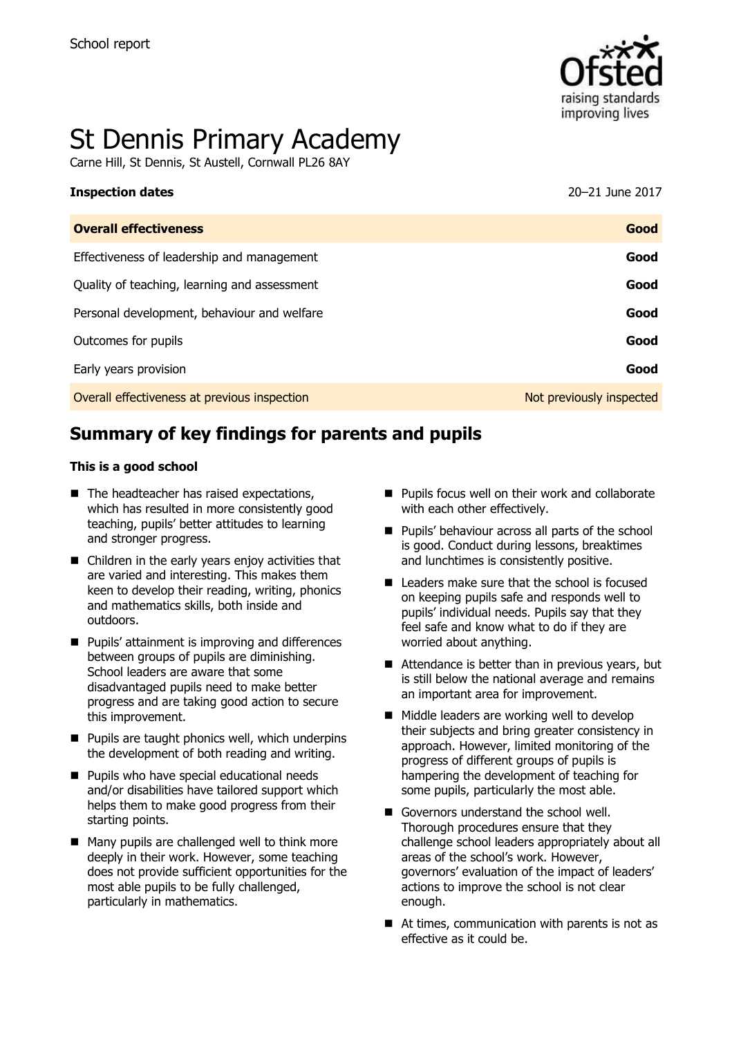School report

# St Dennis Primary Academy

Carne Hill, St Dennis, St Austell, Cornwall PL26 8AY

**Inspection dates** 20–21 June 2017

| **Overall effectiveness** | **Good** |
|---|---|
| Effectiveness of leadership and management | **Good** |
| Quality of teaching, learning and assessment | **Good** |
| Personal development, behaviour and welfare | **Good** |
| Outcomes for pupils | **Good** |
| Early years provision | **Good** |
| Overall effectiveness at previous inspection | Not previously inspected |

## Summary of key findings for parents and pupils

**This is a good school**

- The headteacher has raised expectations, which has resulted in more consistently good teaching, pupils' better attitudes to learning and stronger progress.
- Children in the early years enjoy activities that are varied and interesting. This makes them keen to develop their reading, writing, phonics and mathematics skills, both inside and outdoors.
- Pupils' attainment is improving and differences between groups of pupils are diminishing. School leaders are aware that some disadvantaged pupils need to make better progress and are taking good action to secure this improvement.
- Pupils are taught phonics well, which underpins the development of both reading and writing.
- Pupils who have special educational needs and/or disabilities have tailored support which helps them to make good progress from their starting points.
- Many pupils are challenged well to think more deeply in their work. However, some teaching does not provide sufficient opportunities for the most able pupils to be fully challenged, particularly in mathematics.
- Pupils focus well on their work and collaborate with each other effectively.
- Pupils' behaviour across all parts of the school is good. Conduct during lessons, breaktimes and lunchtimes is consistently positive.
- Leaders make sure that the school is focused on keeping pupils safe and responds well to pupils' individual needs. Pupils say that they feel safe and know what to do if they are worried about anything.
- Attendance is better than in previous years, but is still below the national average and remains an important area for improvement.
- Middle leaders are working well to develop their subjects and bring greater consistency in approach. However, limited monitoring of the progress of different groups of pupils is hampering the development of teaching for some pupils, particularly the most able.
- Governors understand the school well. Thorough procedures ensure that they challenge school leaders appropriately about all areas of the school's work. However, governors' evaluation of the impact of leaders' actions to improve the school is not clear enough.
- At times, communication with parents is not as effective as it could be.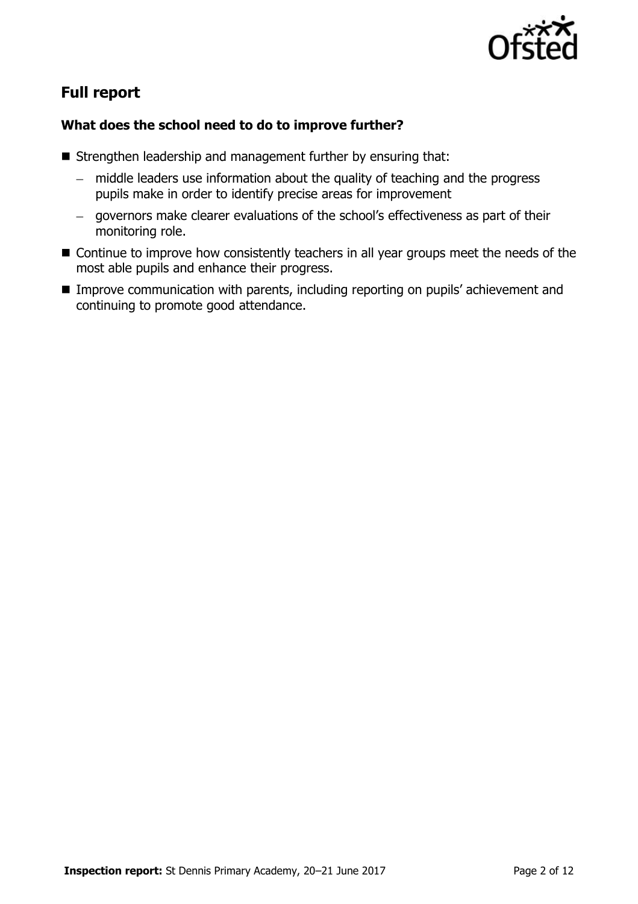## Full report

### What does the school need to do to improve further?

- Strengthen leadership and management further by ensuring that:
  - middle leaders use information about the quality of teaching and the progress pupils make in order to identify precise areas for improvement
  - governors make clearer evaluations of the school's effectiveness as part of their monitoring role.
- Continue to improve how consistently teachers in all year groups meet the needs of the most able pupils and enhance their progress.
- Improve communication with parents, including reporting on pupils' achievement and continuing to promote good attendance.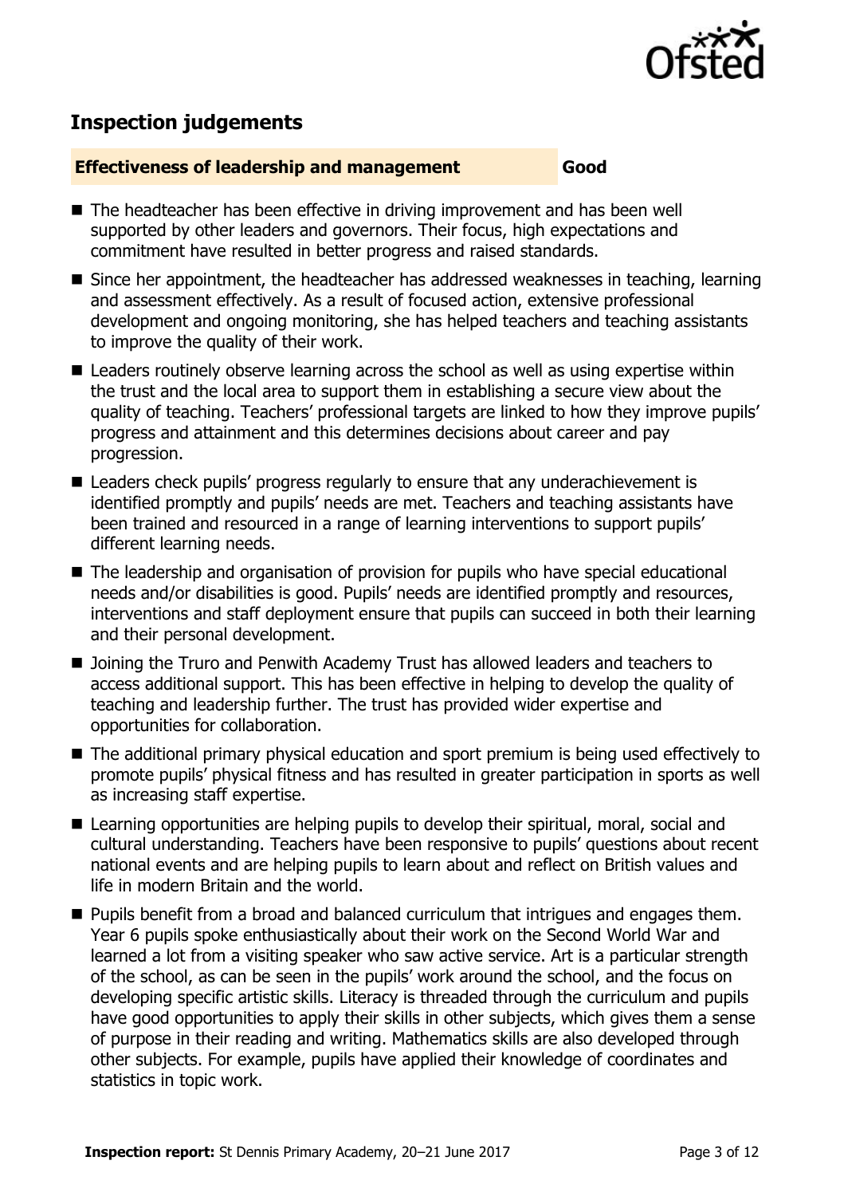## Inspection judgements

**Effectiveness of leadership and management** **Good**

- The headteacher has been effective in driving improvement and has been well supported by other leaders and governors. Their focus, high expectations and commitment have resulted in better progress and raised standards.
- Since her appointment, the headteacher has addressed weaknesses in teaching, learning and assessment effectively. As a result of focused action, extensive professional development and ongoing monitoring, she has helped teachers and teaching assistants to improve the quality of their work.
- Leaders routinely observe learning across the school as well as using expertise within the trust and the local area to support them in establishing a secure view about the quality of teaching. Teachers' professional targets are linked to how they improve pupils' progress and attainment and this determines decisions about career and pay progression.
- Leaders check pupils' progress regularly to ensure that any underachievement is identified promptly and pupils' needs are met. Teachers and teaching assistants have been trained and resourced in a range of learning interventions to support pupils' different learning needs.
- The leadership and organisation of provision for pupils who have special educational needs and/or disabilities is good. Pupils' needs are identified promptly and resources, interventions and staff deployment ensure that pupils can succeed in both their learning and their personal development.
- Joining the Truro and Penwith Academy Trust has allowed leaders and teachers to access additional support. This has been effective in helping to develop the quality of teaching and leadership further. The trust has provided wider expertise and opportunities for collaboration.
- The additional primary physical education and sport premium is being used effectively to promote pupils' physical fitness and has resulted in greater participation in sports as well as increasing staff expertise.
- Learning opportunities are helping pupils to develop their spiritual, moral, social and cultural understanding. Teachers have been responsive to pupils' questions about recent national events and are helping pupils to learn about and reflect on British values and life in modern Britain and the world.
- Pupils benefit from a broad and balanced curriculum that intrigues and engages them. Year 6 pupils spoke enthusiastically about their work on the Second World War and learned a lot from a visiting speaker who saw active service. Art is a particular strength of the school, as can be seen in the pupils' work around the school, and the focus on developing specific artistic skills. Literacy is threaded through the curriculum and pupils have good opportunities to apply their skills in other subjects, which gives them a sense of purpose in their reading and writing. Mathematics skills are also developed through other subjects. For example, pupils have applied their knowledge of coordinates and statistics in topic work.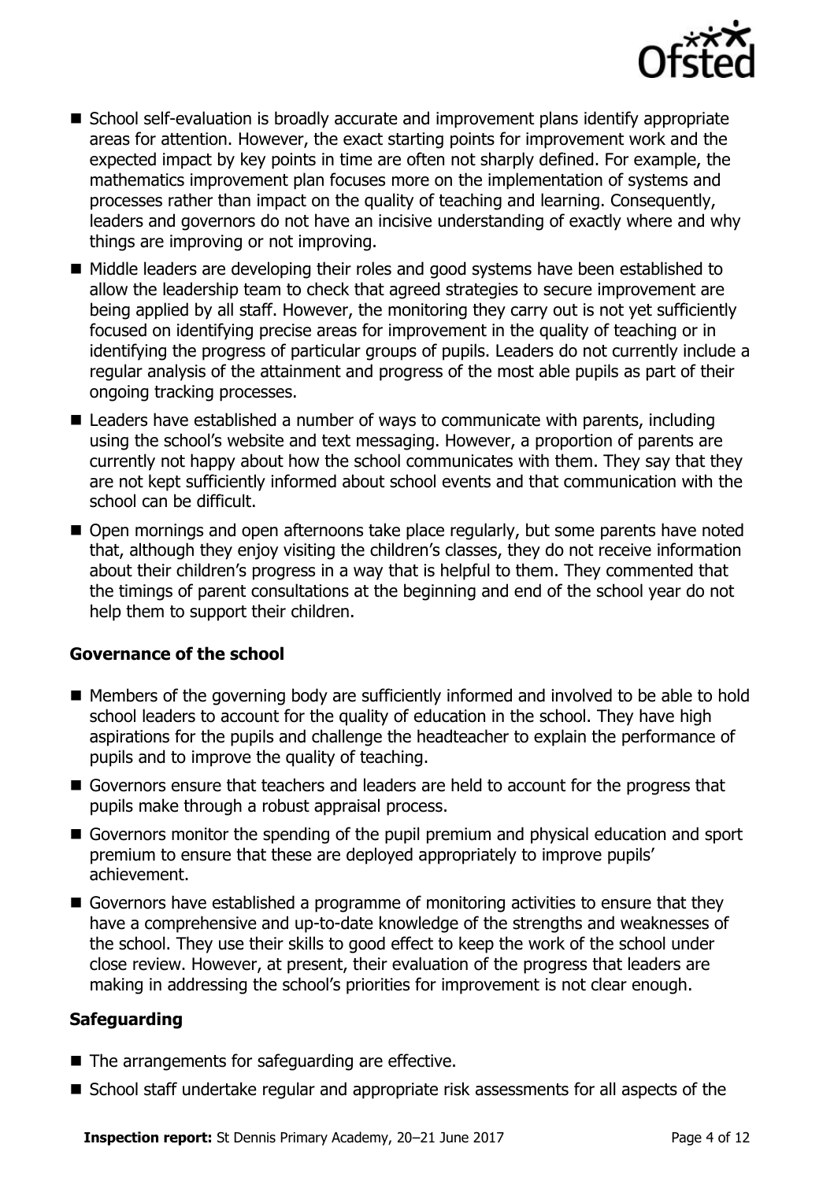- School self-evaluation is broadly accurate and improvement plans identify appropriate areas for attention. However, the exact starting points for improvement work and the expected impact by key points in time are often not sharply defined. For example, the mathematics improvement plan focuses more on the implementation of systems and processes rather than impact on the quality of teaching and learning. Consequently, leaders and governors do not have an incisive understanding of exactly where and why things are improving or not improving.
- Middle leaders are developing their roles and good systems have been established to allow the leadership team to check that agreed strategies to secure improvement are being applied by all staff. However, the monitoring they carry out is not yet sufficiently focused on identifying precise areas for improvement in the quality of teaching or in identifying the progress of particular groups of pupils. Leaders do not currently include a regular analysis of the attainment and progress of the most able pupils as part of their ongoing tracking processes.
- Leaders have established a number of ways to communicate with parents, including using the school's website and text messaging. However, a proportion of parents are currently not happy about how the school communicates with them. They say that they are not kept sufficiently informed about school events and that communication with the school can be difficult.
- Open mornings and open afternoons take place regularly, but some parents have noted that, although they enjoy visiting the children's classes, they do not receive information about their children's progress in a way that is helpful to them. They commented that the timings of parent consultations at the beginning and end of the school year do not help them to support their children.

### Governance of the school

- Members of the governing body are sufficiently informed and involved to be able to hold school leaders to account for the quality of education in the school. They have high aspirations for the pupils and challenge the headteacher to explain the performance of pupils and to improve the quality of teaching.
- Governors ensure that teachers and leaders are held to account for the progress that pupils make through a robust appraisal process.
- Governors monitor the spending of the pupil premium and physical education and sport premium to ensure that these are deployed appropriately to improve pupils' achievement.
- Governors have established a programme of monitoring activities to ensure that they have a comprehensive and up-to-date knowledge of the strengths and weaknesses of the school. They use their skills to good effect to keep the work of the school under close review. However, at present, their evaluation of the progress that leaders are making in addressing the school's priorities for improvement is not clear enough.

### Safeguarding

- The arrangements for safeguarding are effective.
- School staff undertake regular and appropriate risk assessments for all aspects of the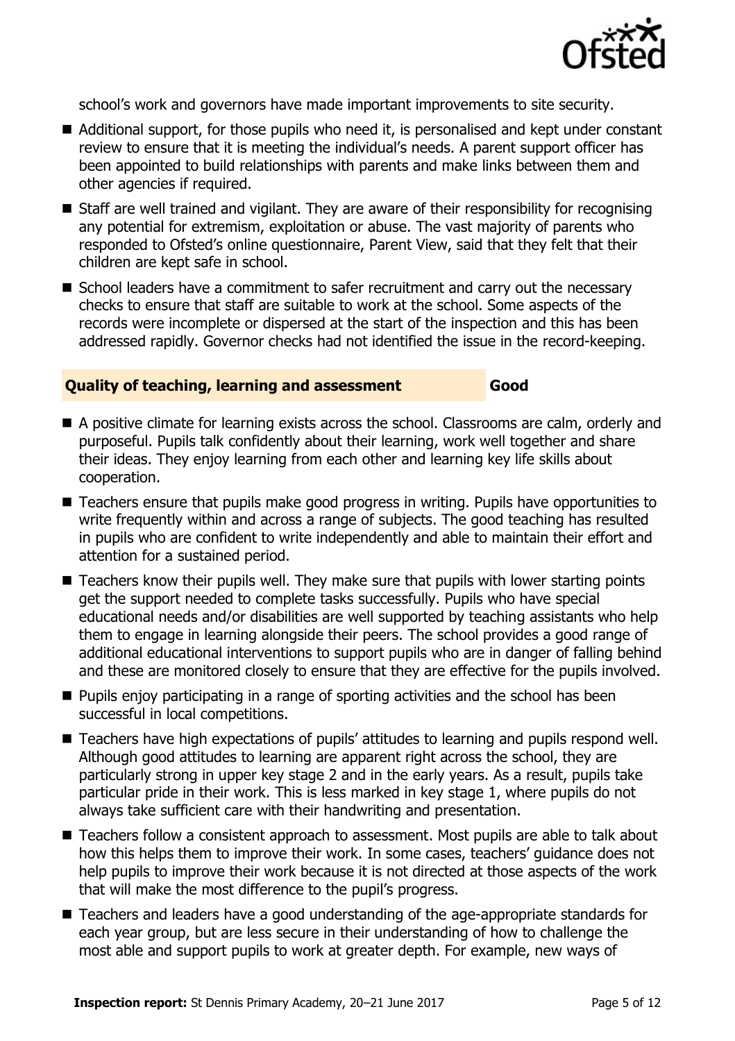school's work and governors have made important improvements to site security.

- Additional support, for those pupils who need it, is personalised and kept under constant review to ensure that it is meeting the individual's needs. A parent support officer has been appointed to build relationships with parents and make links between them and other agencies if required.
- Staff are well trained and vigilant. They are aware of their responsibility for recognising any potential for extremism, exploitation or abuse. The vast majority of parents who responded to Ofsted's online questionnaire, Parent View, said that they felt that their children are kept safe in school.
- School leaders have a commitment to safer recruitment and carry out the necessary checks to ensure that staff are suitable to work at the school. Some aspects of the records were incomplete or dispersed at the start of the inspection and this has been addressed rapidly. Governor checks had not identified the issue in the record-keeping.

## Quality of teaching, learning and assessment — Good

- A positive climate for learning exists across the school. Classrooms are calm, orderly and purposeful. Pupils talk confidently about their learning, work well together and share their ideas. They enjoy learning from each other and learning key life skills about cooperation.
- Teachers ensure that pupils make good progress in writing. Pupils have opportunities to write frequently within and across a range of subjects. The good teaching has resulted in pupils who are confident to write independently and able to maintain their effort and attention for a sustained period.
- Teachers know their pupils well. They make sure that pupils with lower starting points get the support needed to complete tasks successfully. Pupils who have special educational needs and/or disabilities are well supported by teaching assistants who help them to engage in learning alongside their peers. The school provides a good range of additional educational interventions to support pupils who are in danger of falling behind and these are monitored closely to ensure that they are effective for the pupils involved.
- Pupils enjoy participating in a range of sporting activities and the school has been successful in local competitions.
- Teachers have high expectations of pupils' attitudes to learning and pupils respond well. Although good attitudes to learning are apparent right across the school, they are particularly strong in upper key stage 2 and in the early years. As a result, pupils take particular pride in their work. This is less marked in key stage 1, where pupils do not always take sufficient care with their handwriting and presentation.
- Teachers follow a consistent approach to assessment. Most pupils are able to talk about how this helps them to improve their work. In some cases, teachers' guidance does not help pupils to improve their work because it is not directed at those aspects of the work that will make the most difference to the pupil's progress.
- Teachers and leaders have a good understanding of the age-appropriate standards for each year group, but are less secure in their understanding of how to challenge the most able and support pupils to work at greater depth. For example, new ways of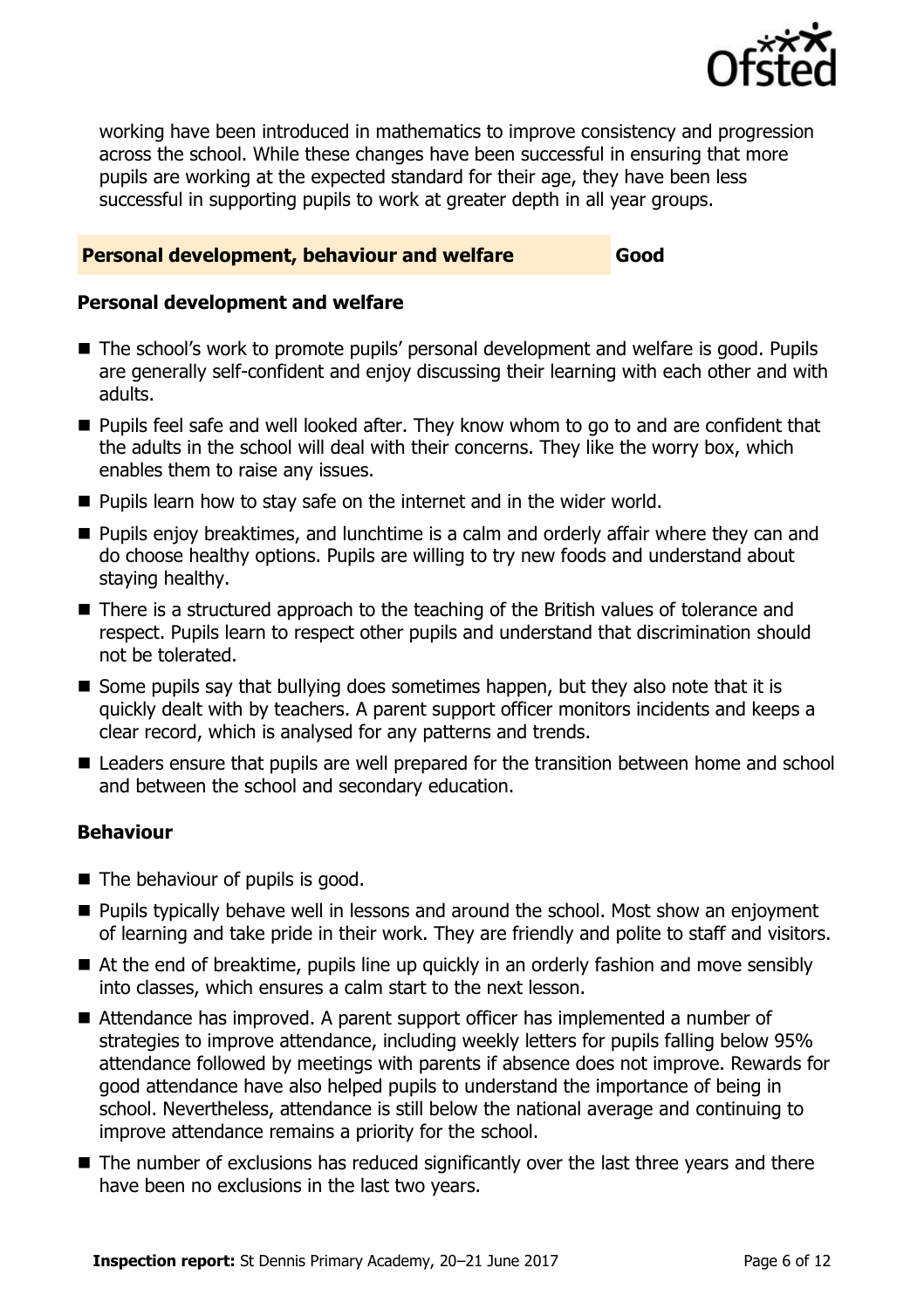working have been introduced in mathematics to improve consistency and progression across the school. While these changes have been successful in ensuring that more pupils are working at the expected standard for their age, they have been less successful in supporting pupils to work at greater depth in all year groups.

## Personal development, behaviour and welfare — Good

### Personal development and welfare

- The school's work to promote pupils' personal development and welfare is good. Pupils are generally self-confident and enjoy discussing their learning with each other and with adults.
- Pupils feel safe and well looked after. They know whom to go to and are confident that the adults in the school will deal with their concerns. They like the worry box, which enables them to raise any issues.
- Pupils learn how to stay safe on the internet and in the wider world.
- Pupils enjoy breaktimes, and lunchtime is a calm and orderly affair where they can and do choose healthy options. Pupils are willing to try new foods and understand about staying healthy.
- There is a structured approach to the teaching of the British values of tolerance and respect. Pupils learn to respect other pupils and understand that discrimination should not be tolerated.
- Some pupils say that bullying does sometimes happen, but they also note that it is quickly dealt with by teachers. A parent support officer monitors incidents and keeps a clear record, which is analysed for any patterns and trends.
- Leaders ensure that pupils are well prepared for the transition between home and school and between the school and secondary education.

### Behaviour

- The behaviour of pupils is good.
- Pupils typically behave well in lessons and around the school. Most show an enjoyment of learning and take pride in their work. They are friendly and polite to staff and visitors.
- At the end of breaktime, pupils line up quickly in an orderly fashion and move sensibly into classes, which ensures a calm start to the next lesson.
- Attendance has improved. A parent support officer has implemented a number of strategies to improve attendance, including weekly letters for pupils falling below 95% attendance followed by meetings with parents if absence does not improve. Rewards for good attendance have also helped pupils to understand the importance of being in school. Nevertheless, attendance is still below the national average and continuing to improve attendance remains a priority for the school.
- The number of exclusions has reduced significantly over the last three years and there have been no exclusions in the last two years.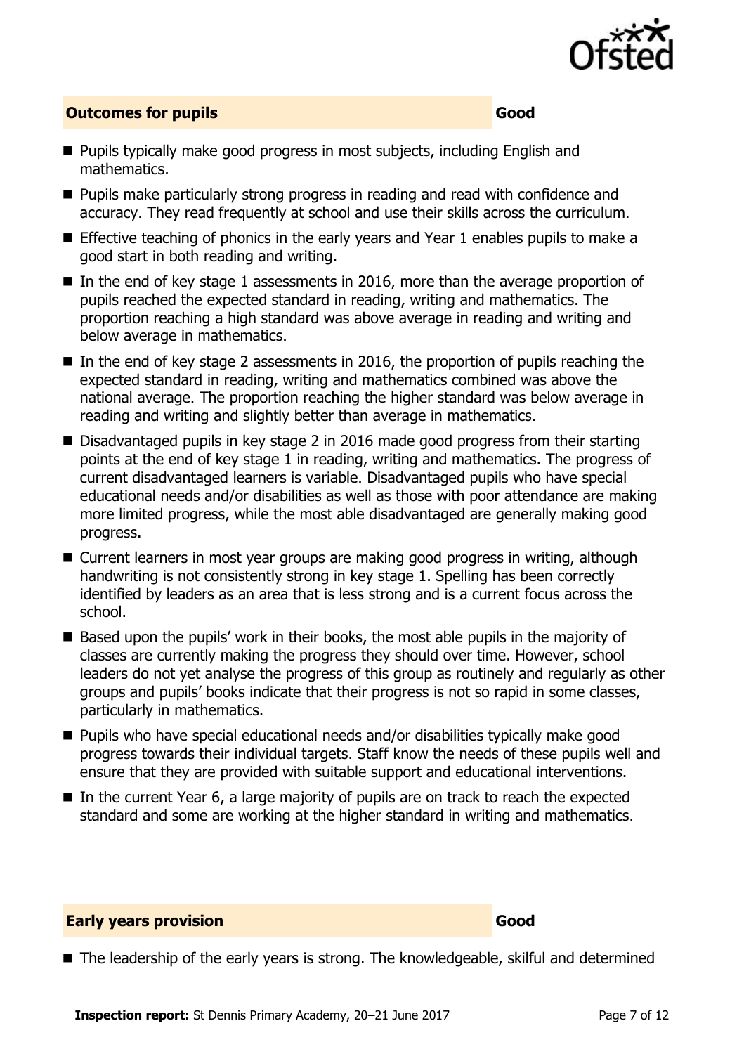## Outcomes for pupils — Good

- Pupils typically make good progress in most subjects, including English and mathematics.
- Pupils make particularly strong progress in reading and read with confidence and accuracy. They read frequently at school and use their skills across the curriculum.
- Effective teaching of phonics in the early years and Year 1 enables pupils to make a good start in both reading and writing.
- In the end of key stage 1 assessments in 2016, more than the average proportion of pupils reached the expected standard in reading, writing and mathematics. The proportion reaching a high standard was above average in reading and writing and below average in mathematics.
- In the end of key stage 2 assessments in 2016, the proportion of pupils reaching the expected standard in reading, writing and mathematics combined was above the national average. The proportion reaching the higher standard was below average in reading and writing and slightly better than average in mathematics.
- Disadvantaged pupils in key stage 2 in 2016 made good progress from their starting points at the end of key stage 1 in reading, writing and mathematics. The progress of current disadvantaged learners is variable. Disadvantaged pupils who have special educational needs and/or disabilities as well as those with poor attendance are making more limited progress, while the most able disadvantaged are generally making good progress.
- Current learners in most year groups are making good progress in writing, although handwriting is not consistently strong in key stage 1. Spelling has been correctly identified by leaders as an area that is less strong and is a current focus across the school.
- Based upon the pupils' work in their books, the most able pupils in the majority of classes are currently making the progress they should over time. However, school leaders do not yet analyse the progress of this group as routinely and regularly as other groups and pupils' books indicate that their progress is not so rapid in some classes, particularly in mathematics.
- Pupils who have special educational needs and/or disabilities typically make good progress towards their individual targets. Staff know the needs of these pupils well and ensure that they are provided with suitable support and educational interventions.
- In the current Year 6, a large majority of pupils are on track to reach the expected standard and some are working at the higher standard in writing and mathematics.

## Early years provision — Good

- The leadership of the early years is strong. The knowledgeable, skilful and determined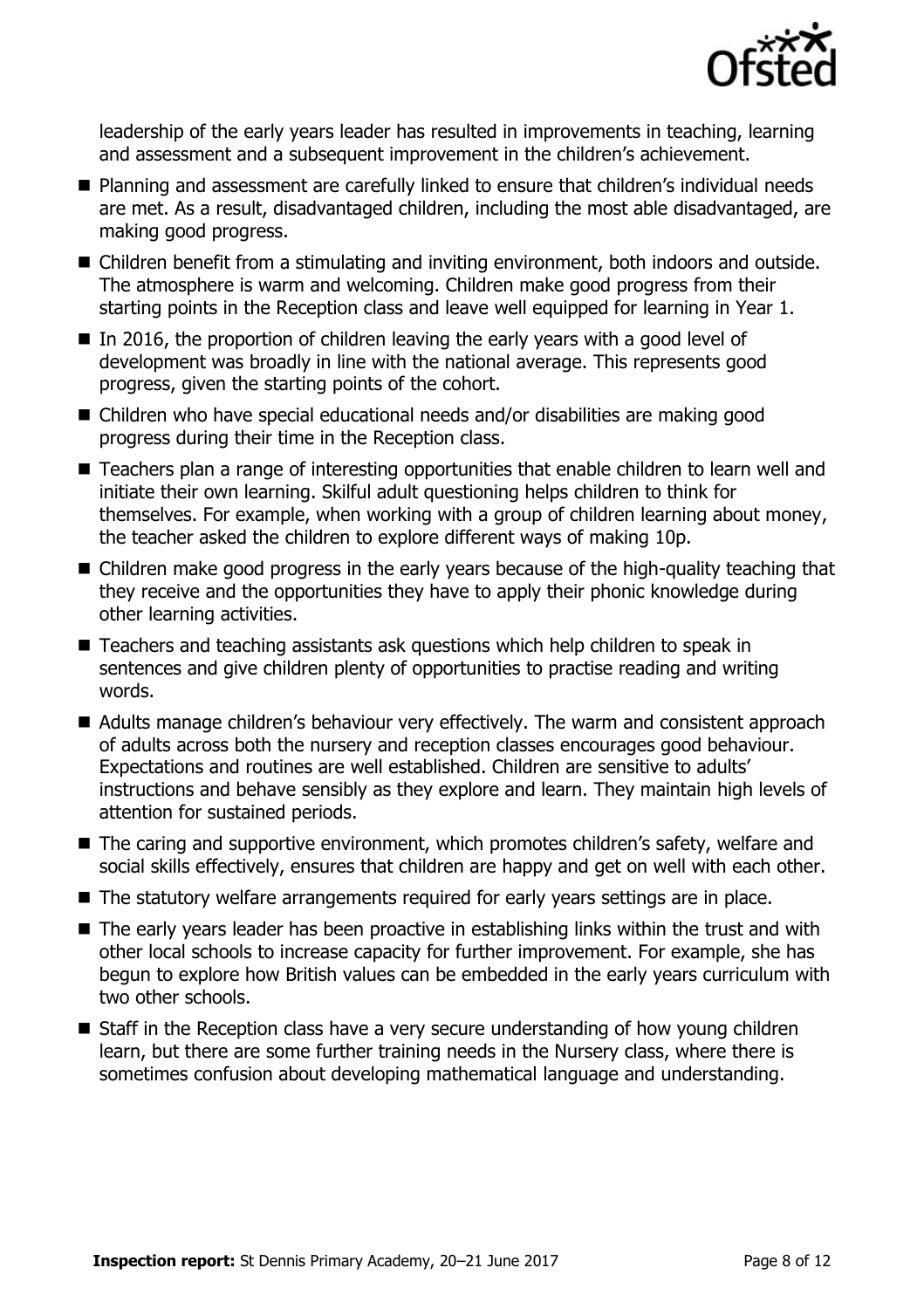leadership of the early years leader has resulted in improvements in teaching, learning and assessment and a subsequent improvement in the children's achievement.

- Planning and assessment are carefully linked to ensure that children's individual needs are met. As a result, disadvantaged children, including the most able disadvantaged, are making good progress.
- Children benefit from a stimulating and inviting environment, both indoors and outside. The atmosphere is warm and welcoming. Children make good progress from their starting points in the Reception class and leave well equipped for learning in Year 1.
- In 2016, the proportion of children leaving the early years with a good level of development was broadly in line with the national average. This represents good progress, given the starting points of the cohort.
- Children who have special educational needs and/or disabilities are making good progress during their time in the Reception class.
- Teachers plan a range of interesting opportunities that enable children to learn well and initiate their own learning. Skilful adult questioning helps children to think for themselves. For example, when working with a group of children learning about money, the teacher asked the children to explore different ways of making 10p.
- Children make good progress in the early years because of the high-quality teaching that they receive and the opportunities they have to apply their phonic knowledge during other learning activities.
- Teachers and teaching assistants ask questions which help children to speak in sentences and give children plenty of opportunities to practise reading and writing words.
- Adults manage children's behaviour very effectively. The warm and consistent approach of adults across both the nursery and reception classes encourages good behaviour. Expectations and routines are well established. Children are sensitive to adults' instructions and behave sensibly as they explore and learn. They maintain high levels of attention for sustained periods.
- The caring and supportive environment, which promotes children's safety, welfare and social skills effectively, ensures that children are happy and get on well with each other.
- The statutory welfare arrangements required for early years settings are in place.
- The early years leader has been proactive in establishing links within the trust and with other local schools to increase capacity for further improvement. For example, she has begun to explore how British values can be embedded in the early years curriculum with two other schools.
- Staff in the Reception class have a very secure understanding of how young children learn, but there are some further training needs in the Nursery class, where there is sometimes confusion about developing mathematical language and understanding.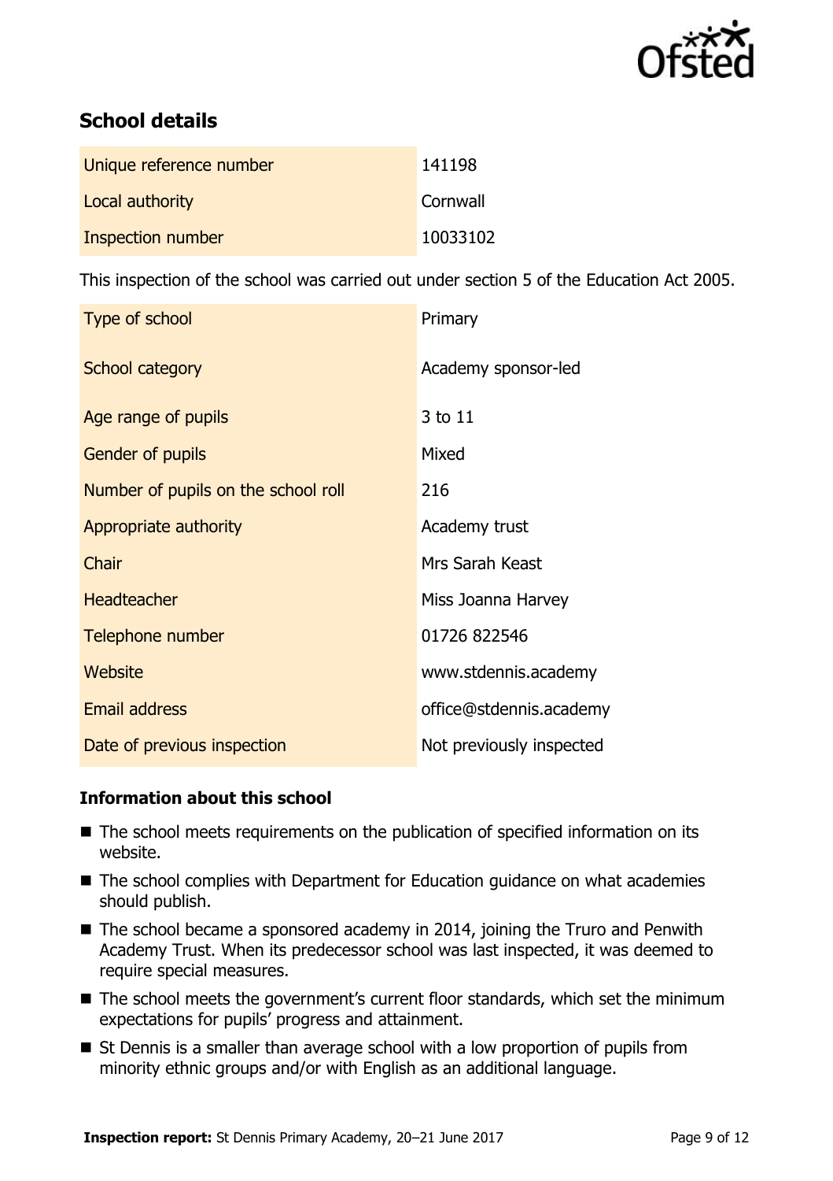## School details

| | |
|---|---|
| Unique reference number | 141198 |
| Local authority | Cornwall |
| Inspection number | 10033102 |

This inspection of the school was carried out under section 5 of the Education Act 2005.

| | |
|---|---|
| Type of school | Primary |
| School category | Academy sponsor-led |
| Age range of pupils | 3 to 11 |
| Gender of pupils | Mixed |
| Number of pupils on the school roll | 216 |
| Appropriate authority | Academy trust |
| Chair | Mrs Sarah Keast |
| Headteacher | Miss Joanna Harvey |
| Telephone number | 01726 822546 |
| Website | www.stdennis.academy |
| Email address | office@stdennis.academy |
| Date of previous inspection | Not previously inspected |

### Information about this school

- The school meets requirements on the publication of specified information on its website.
- The school complies with Department for Education guidance on what academies should publish.
- The school became a sponsored academy in 2014, joining the Truro and Penwith Academy Trust. When its predecessor school was last inspected, it was deemed to require special measures.
- The school meets the government's current floor standards, which set the minimum expectations for pupils' progress and attainment.
- St Dennis is a smaller than average school with a low proportion of pupils from minority ethnic groups and/or with English as an additional language.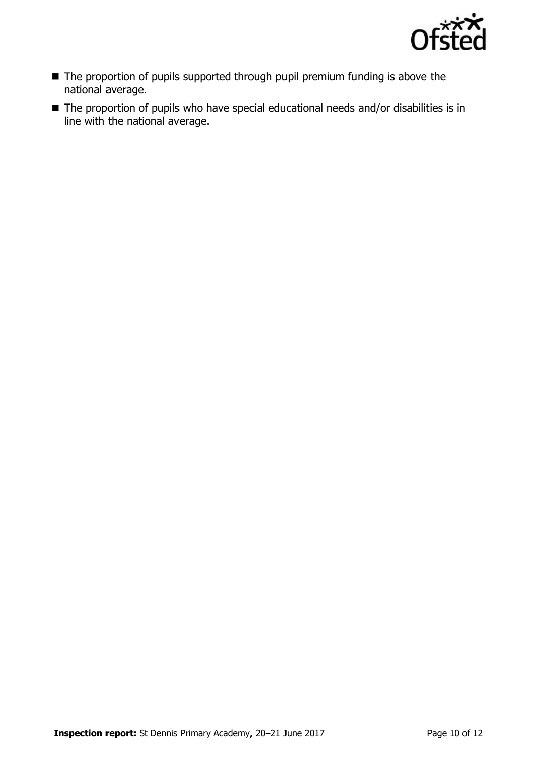- The proportion of pupils supported through pupil premium funding is above the national average.
- The proportion of pupils who have special educational needs and/or disabilities is in line with the national average.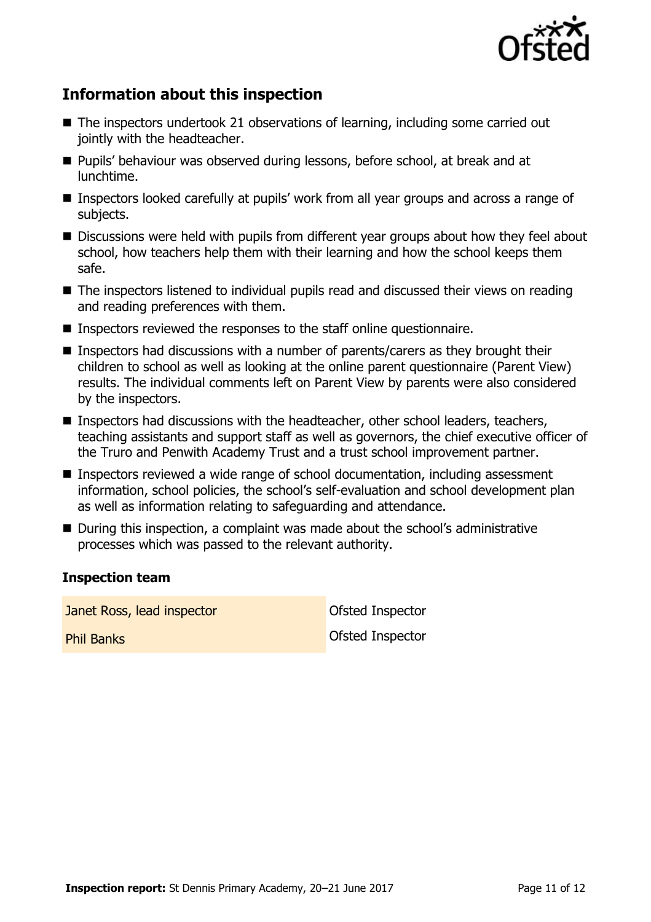## Information about this inspection

- The inspectors undertook 21 observations of learning, including some carried out jointly with the headteacher.
- Pupils' behaviour was observed during lessons, before school, at break and at lunchtime.
- Inspectors looked carefully at pupils' work from all year groups and across a range of subjects.
- Discussions were held with pupils from different year groups about how they feel about school, how teachers help them with their learning and how the school keeps them safe.
- The inspectors listened to individual pupils read and discussed their views on reading and reading preferences with them.
- Inspectors reviewed the responses to the staff online questionnaire.
- Inspectors had discussions with a number of parents/carers as they brought their children to school as well as looking at the online parent questionnaire (Parent View) results. The individual comments left on Parent View by parents were also considered by the inspectors.
- Inspectors had discussions with the headteacher, other school leaders, teachers, teaching assistants and support staff as well as governors, the chief executive officer of the Truro and Penwith Academy Trust and a trust school improvement partner.
- Inspectors reviewed a wide range of school documentation, including assessment information, school policies, the school's self-evaluation and school development plan as well as information relating to safeguarding and attendance.
- During this inspection, a complaint was made about the school's administrative processes which was passed to the relevant authority.

### Inspection team

| | |
|---|---|
| Janet Ross, lead inspector | Ofsted Inspector |
| Phil Banks | Ofsted Inspector |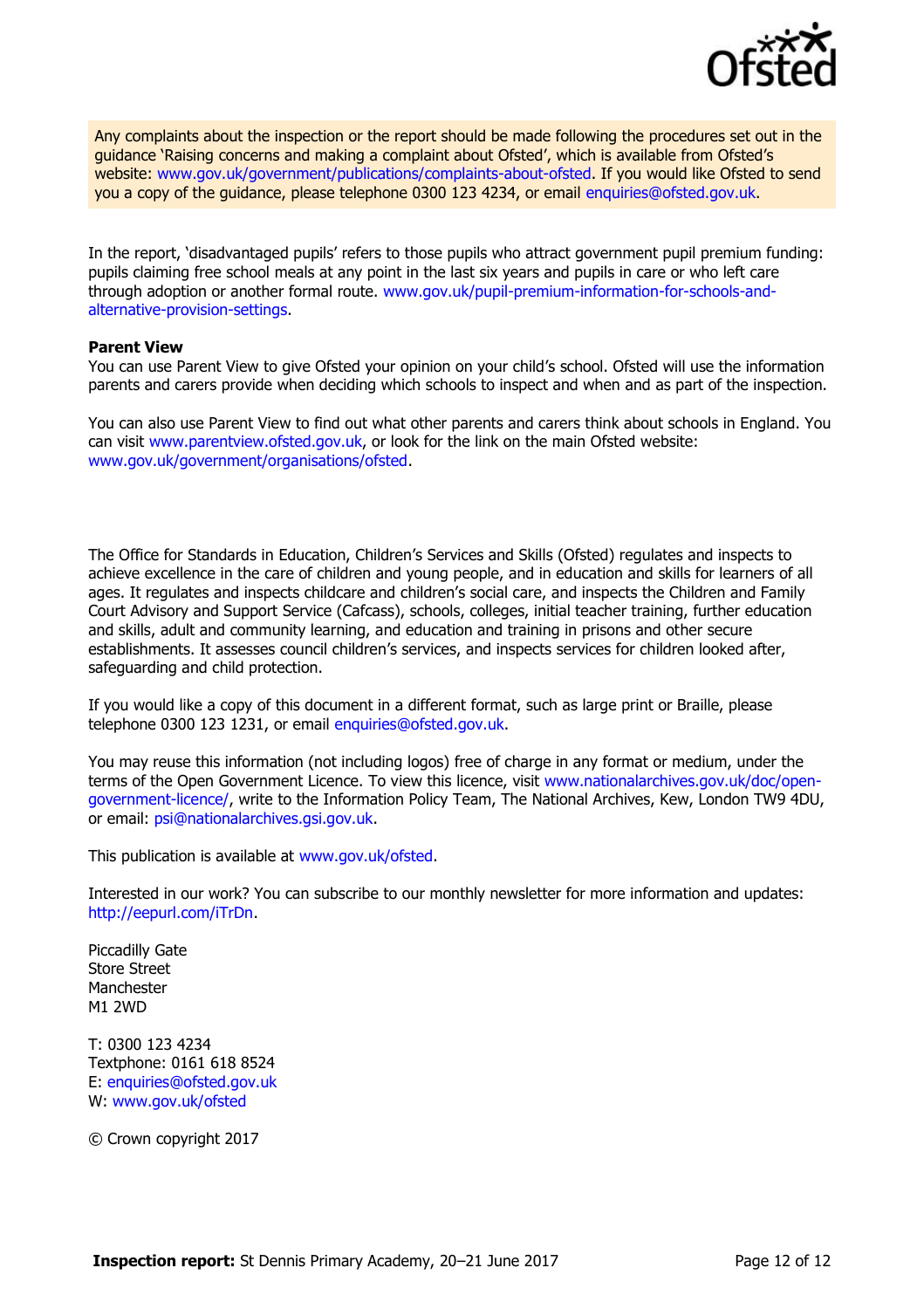Any complaints about the inspection or the report should be made following the procedures set out in the guidance 'Raising concerns and making a complaint about Ofsted', which is available from Ofsted's website: www.gov.uk/government/publications/complaints-about-ofsted. If you would like Ofsted to send you a copy of the guidance, please telephone 0300 123 4234, or email enquiries@ofsted.gov.uk.

In the report, 'disadvantaged pupils' refers to those pupils who attract government pupil premium funding: pupils claiming free school meals at any point in the last six years and pupils in care or who left care through adoption or another formal route. www.gov.uk/pupil-premium-information-for-schools-and-alternative-provision-settings.

**Parent View**

You can use Parent View to give Ofsted your opinion on your child's school. Ofsted will use the information parents and carers provide when deciding which schools to inspect and when and as part of the inspection.

You can also use Parent View to find out what other parents and carers think about schools in England. You can visit www.parentview.ofsted.gov.uk, or look for the link on the main Ofsted website: www.gov.uk/government/organisations/ofsted.

The Office for Standards in Education, Children's Services and Skills (Ofsted) regulates and inspects to achieve excellence in the care of children and young people, and in education and skills for learners of all ages. It regulates and inspects childcare and children's social care, and inspects the Children and Family Court Advisory and Support Service (Cafcass), schools, colleges, initial teacher training, further education and skills, adult and community learning, and education and training in prisons and other secure establishments. It assesses council children's services, and inspects services for children looked after, safeguarding and child protection.

If you would like a copy of this document in a different format, such as large print or Braille, please telephone 0300 123 1231, or email enquiries@ofsted.gov.uk.

You may reuse this information (not including logos) free of charge in any format or medium, under the terms of the Open Government Licence. To view this licence, visit www.nationalarchives.gov.uk/doc/open-government-licence/, write to the Information Policy Team, The National Archives, Kew, London TW9 4DU, or email: psi@nationalarchives.gsi.gov.uk.

This publication is available at www.gov.uk/ofsted.

Interested in our work? You can subscribe to our monthly newsletter for more information and updates: http://eepurl.com/iTrDn.

Piccadilly Gate
Store Street
Manchester
M1 2WD

T: 0300 123 4234
Textphone: 0161 618 8524
E: enquiries@ofsted.gov.uk
W: www.gov.uk/ofsted

© Crown copyright 2017